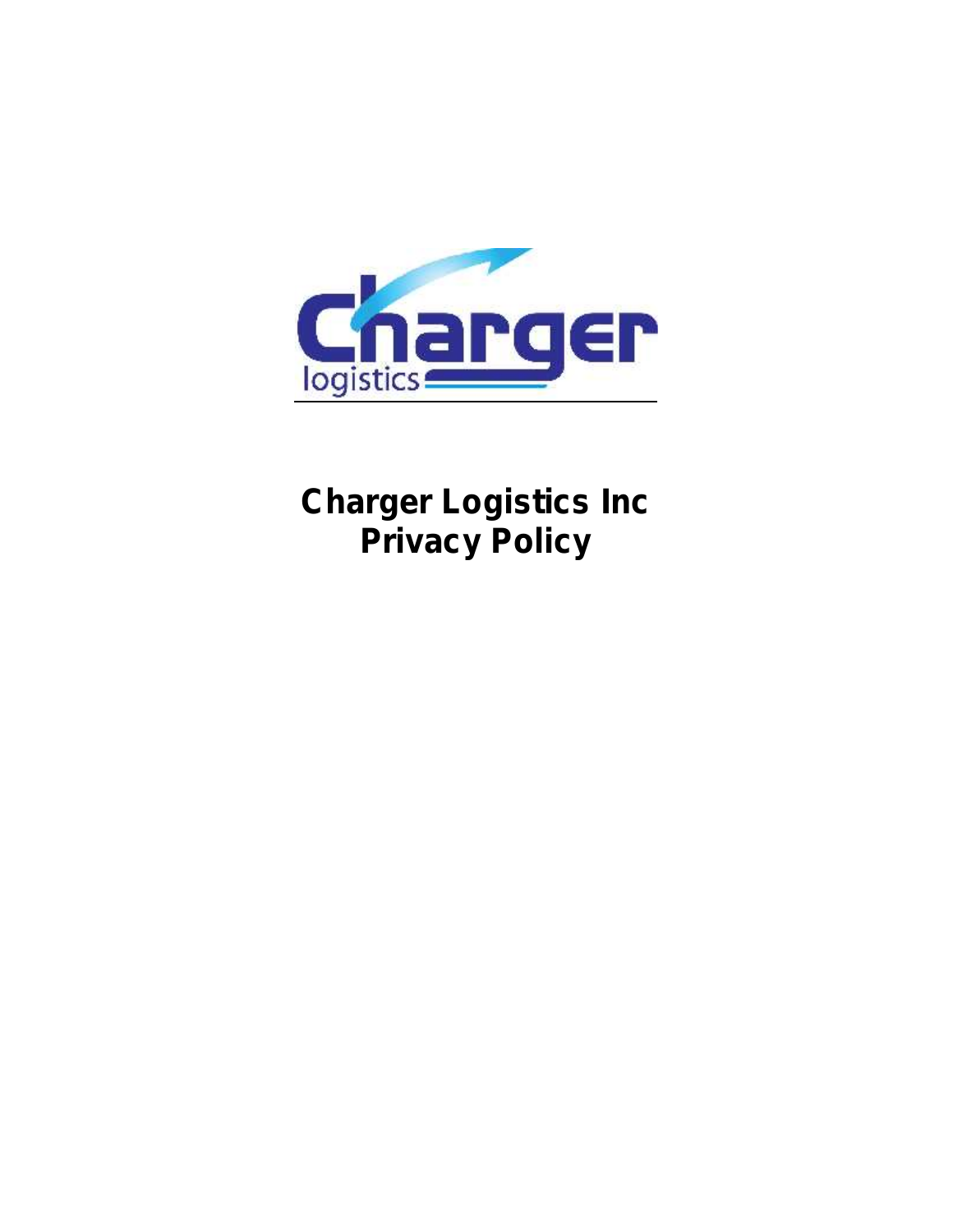# Charger Logistics Inc
# Privacy Policy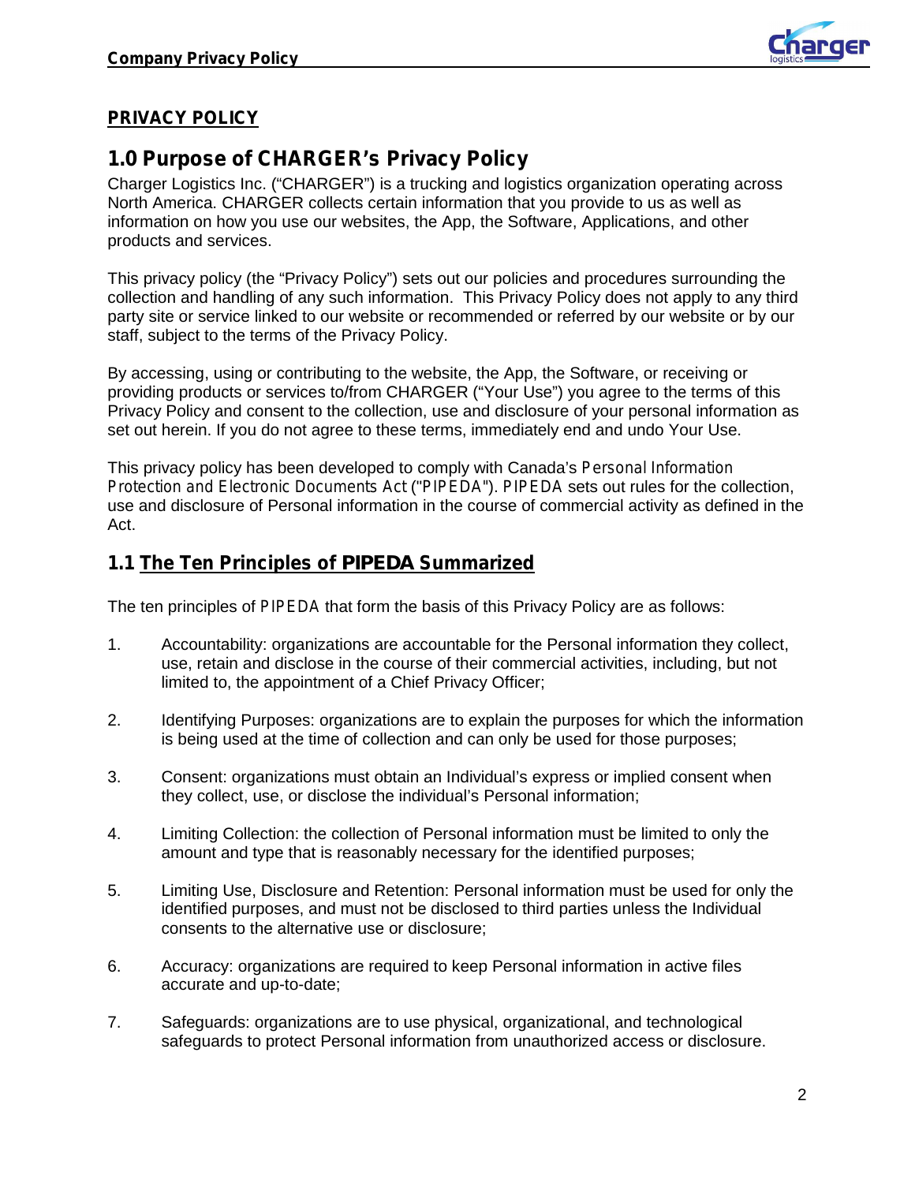## PRIVACY POLICY

## 1.0 Purpose of CHARGER's Privacy Policy

Charger Logistics Inc. ("CHARGER") is a trucking and logistics organization operating across North America. CHARGER collects certain information that you provide to us as well as information on how you use our websites, the App, the Software, Applications, and other products and services.

This privacy policy (the "Privacy Policy") sets out our policies and procedures surrounding the collection and handling of any such information. This Privacy Policy does not apply to any third party site or service linked to our website or recommended or referred by our website or by our staff, subject to the terms of the Privacy Policy.

By accessing, using or contributing to the website, the App, the Software, or receiving or providing products or services to/from CHARGER ("Your Use") you agree to the terms of this Privacy Policy and consent to the collection, use and disclosure of your personal information as set out herein. If you do not agree to these terms, immediately end and undo Your Use.

This privacy policy has been developed to comply with Canada's *Personal Information Protection and Electronic Documents Act* ("*PIPEDA*"). *PIPEDA* sets out rules for the collection, use and disclosure of Personal information in the course of commercial activity as defined in the Act.

### 1.1 The Ten Principles of PIPEDA Summarized

The ten principles of *PIPEDA* that form the basis of this Privacy Policy are as follows:

1. Accountability: organizations are accountable for the Personal information they collect, use, retain and disclose in the course of their commercial activities, including, but not limited to, the appointment of a Chief Privacy Officer;

2. Identifying Purposes: organizations are to explain the purposes for which the information is being used at the time of collection and can only be used for those purposes;

3. Consent: organizations must obtain an Individual's express or implied consent when they collect, use, or disclose the individual's Personal information;

4. Limiting Collection: the collection of Personal information must be limited to only the amount and type that is reasonably necessary for the identified purposes;

5. Limiting Use, Disclosure and Retention: Personal information must be used for only the identified purposes, and must not be disclosed to third parties unless the Individual consents to the alternative use or disclosure;

6. Accuracy: organizations are required to keep Personal information in active files accurate and up-to-date;

7. Safeguards: organizations are to use physical, organizational, and technological safeguards to protect Personal information from unauthorized access or disclosure.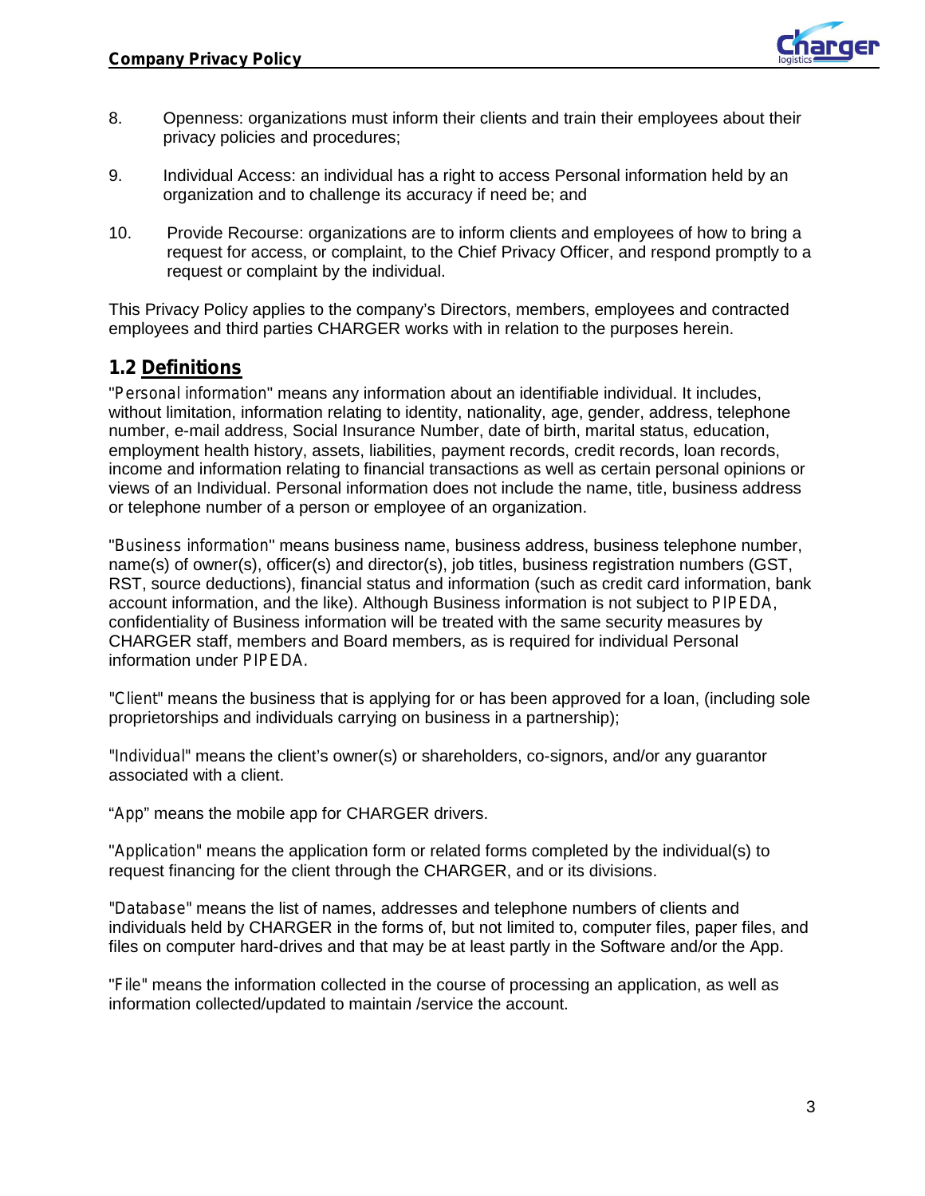8. Openness: organizations must inform their clients and train their employees about their privacy policies and procedures;

9. Individual Access: an individual has a right to access Personal information held by an organization and to challenge its accuracy if need be; and

10. Provide Recourse: organizations are to inform clients and employees of how to bring a request for access, or complaint, to the Chief Privacy Officer, and respond promptly to a request or complaint by the individual.

This Privacy Policy applies to the company's Directors, members, employees and contracted employees and third parties CHARGER works with in relation to the purposes herein.

## 1.2 Definitions

"Personal information" means any information about an identifiable individual. It includes, without limitation, information relating to identity, nationality, age, gender, address, telephone number, e-mail address, Social Insurance Number, date of birth, marital status, education, employment health history, assets, liabilities, payment records, credit records, loan records, income and information relating to financial transactions as well as certain personal opinions or views of an Individual. Personal information does not include the name, title, business address or telephone number of a person or employee of an organization.

"Business information" means business name, business address, business telephone number, name(s) of owner(s), officer(s) and director(s), job titles, business registration numbers (GST, RST, source deductions), financial status and information (such as credit card information, bank account information, and the like). Although Business information is not subject to PIPEDA, confidentiality of Business information will be treated with the same security measures by CHARGER staff, members and Board members, as is required for individual Personal information under PIPEDA.

"Client" means the business that is applying for or has been approved for a loan, (including sole proprietorships and individuals carrying on business in a partnership);

"Individual" means the client's owner(s) or shareholders, co-signors, and/or any guarantor associated with a client.

"App" means the mobile app for CHARGER drivers.

"Application" means the application form or related forms completed by the individual(s) to request financing for the client through the CHARGER, and or its divisions.

"Database" means the list of names, addresses and telephone numbers of clients and individuals held by CHARGER in the forms of, but not limited to, computer files, paper files, and files on computer hard-drives and that may be at least partly in the Software and/or the App.

"File" means the information collected in the course of processing an application, as well as information collected/updated to maintain /service the account.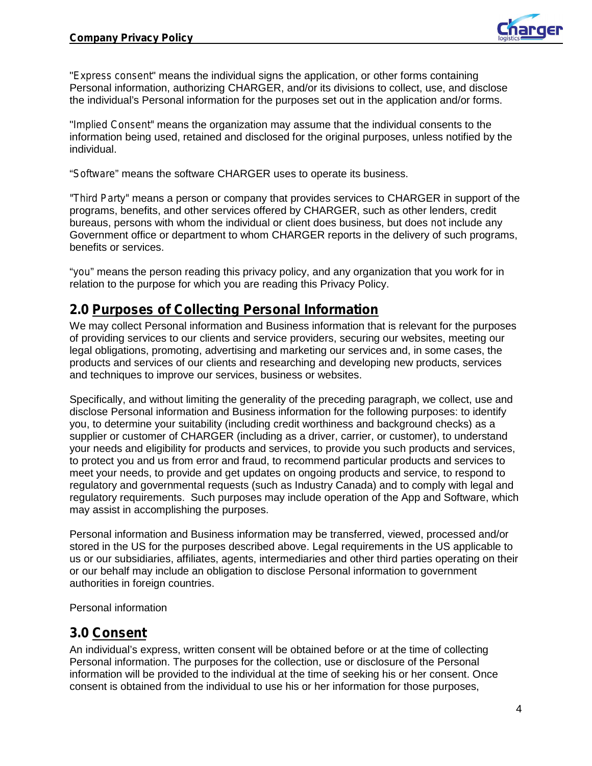"Express consent" means the individual signs the application, or other forms containing Personal information, authorizing CHARGER, and/or its divisions to collect, use, and disclose the individual's Personal information for the purposes set out in the application and/or forms.

"Implied Consent" means the organization may assume that the individual consents to the information being used, retained and disclosed for the original purposes, unless notified by the individual.

"Software" means the software CHARGER uses to operate its business.

"Third Party" means a person or company that provides services to CHARGER in support of the programs, benefits, and other services offered by CHARGER, such as other lenders, credit bureaus, persons with whom the individual or client does business, but does not include any Government office or department to whom CHARGER reports in the delivery of such programs, benefits or services.

"you" means the person reading this privacy policy, and any organization that you work for in relation to the purpose for which you are reading this Privacy Policy.

## 2.0 Purposes of Collecting Personal Information

We may collect Personal information and Business information that is relevant for the purposes of providing services to our clients and service providers, securing our websites, meeting our legal obligations, promoting, advertising and marketing our services and, in some cases, the products and services of our clients and researching and developing new products, services and techniques to improve our services, business or websites.

Specifically, and without limiting the generality of the preceding paragraph, we collect, use and disclose Personal information and Business information for the following purposes: to identify you, to determine your suitability (including credit worthiness and background checks) as a supplier or customer of CHARGER (including as a driver, carrier, or customer), to understand your needs and eligibility for products and services, to provide you such products and services, to protect you and us from error and fraud, to recommend particular products and services to meet your needs, to provide and get updates on ongoing products and service, to respond to regulatory and governmental requests (such as Industry Canada) and to comply with legal and regulatory requirements. Such purposes may include operation of the App and Software, which may assist in accomplishing the purposes.

Personal information and Business information may be transferred, viewed, processed and/or stored in the US for the purposes described above. Legal requirements in the US applicable to us or our subsidiaries, affiliates, agents, intermediaries and other third parties operating on their or our behalf may include an obligation to disclose Personal information to government authorities in foreign countries.

Personal information

## 3.0 Consent

An individual's express, written consent will be obtained before or at the time of collecting Personal information. The purposes for the collection, use or disclosure of the Personal information will be provided to the individual at the time of seeking his or her consent. Once consent is obtained from the individual to use his or her information for those purposes,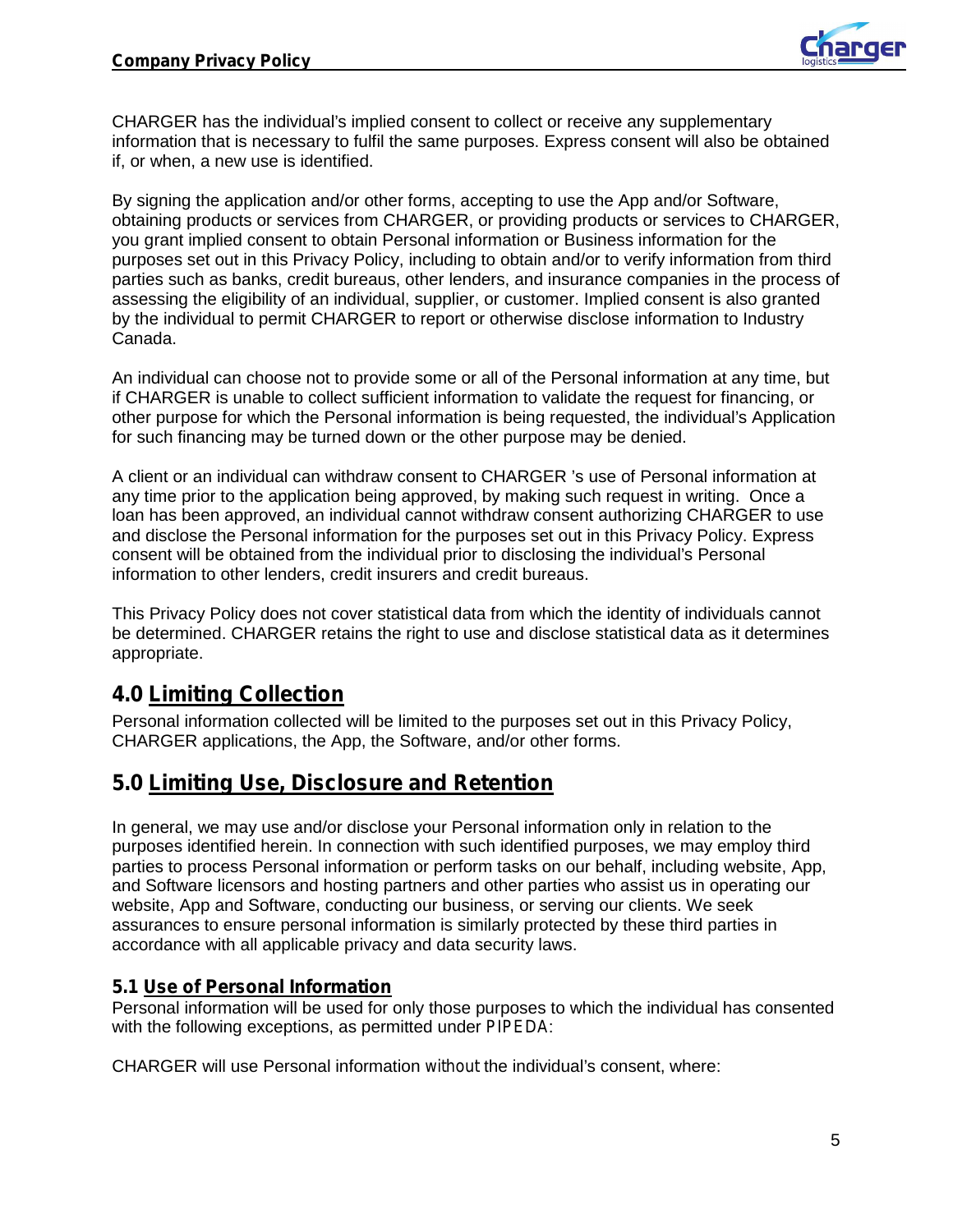CHARGER has the individual's implied consent to collect or receive any supplementary information that is necessary to fulfil the same purposes. Express consent will also be obtained if, or when, a new use is identified.

By signing the application and/or other forms, accepting to use the App and/or Software, obtaining products or services from CHARGER, or providing products or services to CHARGER, you grant implied consent to obtain Personal information or Business information for the purposes set out in this Privacy Policy, including to obtain and/or to verify information from third parties such as banks, credit bureaus, other lenders, and insurance companies in the process of assessing the eligibility of an individual, supplier, or customer. Implied consent is also granted by the individual to permit CHARGER to report or otherwise disclose information to Industry Canada.

An individual can choose not to provide some or all of the Personal information at any time, but if CHARGER is unable to collect sufficient information to validate the request for financing, or other purpose for which the Personal information is being requested, the individual's Application for such financing may be turned down or the other purpose may be denied.

A client or an individual can withdraw consent to CHARGER 's use of Personal information at any time prior to the application being approved, by making such request in writing. Once a loan has been approved, an individual cannot withdraw consent authorizing CHARGER to use and disclose the Personal information for the purposes set out in this Privacy Policy. Express consent will be obtained from the individual prior to disclosing the individual's Personal information to other lenders, credit insurers and credit bureaus.

This Privacy Policy does not cover statistical data from which the identity of individuals cannot be determined. CHARGER retains the right to use and disclose statistical data as it determines appropriate.

## 4.0 Limiting Collection

Personal information collected will be limited to the purposes set out in this Privacy Policy, CHARGER applications, the App, the Software, and/or other forms.

## 5.0 Limiting Use, Disclosure and Retention

In general, we may use and/or disclose your Personal information only in relation to the purposes identified herein. In connection with such identified purposes, we may employ third parties to process Personal information or perform tasks on our behalf, including website, App, and Software licensors and hosting partners and other parties who assist us in operating our website, App and Software, conducting our business, or serving our clients. We seek assurances to ensure personal information is similarly protected by these third parties in accordance with all applicable privacy and data security laws.

### 5.1 Use of Personal Information

Personal information will be used for only those purposes to which the individual has consented with the following exceptions, as permitted under PIPEDA:

CHARGER will use Personal information without the individual's consent, where: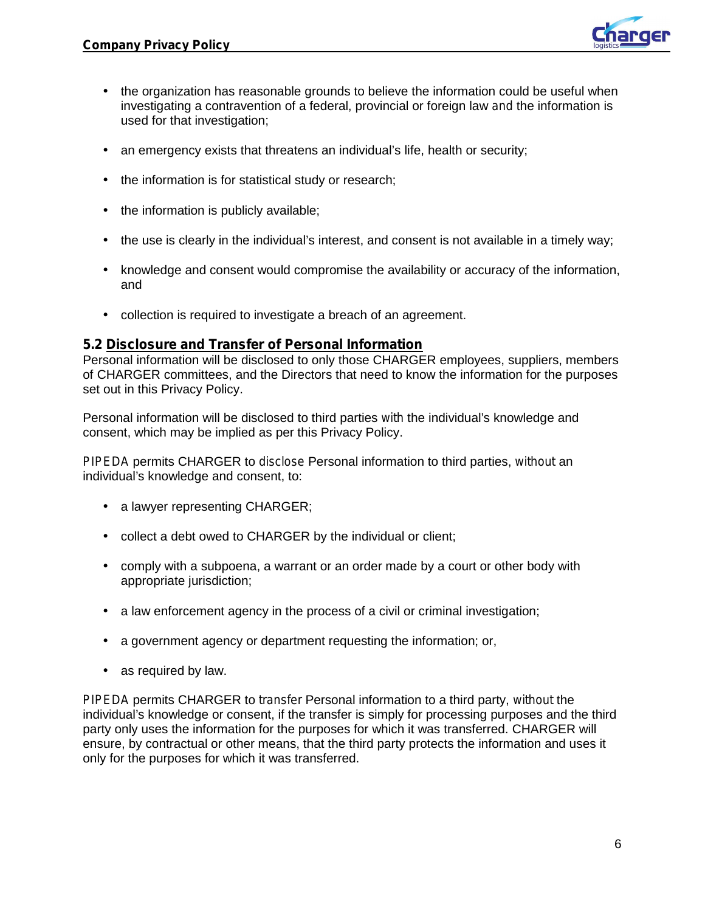- the organization has reasonable grounds to believe the information could be useful when investigating a contravention of a federal, provincial or foreign law and the information is used for that investigation;
- an emergency exists that threatens an individual's life, health or security;
- the information is for statistical study or research;
- the information is publicly available;
- the use is clearly in the individual's interest, and consent is not available in a timely way;
- knowledge and consent would compromise the availability or accuracy of the information, and
- collection is required to investigate a breach of an agreement.

### 5.2 Disclosure and Transfer of Personal Information

Personal information will be disclosed to only those CHARGER employees, suppliers, members of CHARGER committees, and the Directors that need to know the information for the purposes set out in this Privacy Policy.

Personal information will be disclosed to third parties with the individual's knowledge and consent, which may be implied as per this Privacy Policy.

PIPEDA permits CHARGER to disclose Personal information to third parties, without an individual's knowledge and consent, to:

- a lawyer representing CHARGER;
- collect a debt owed to CHARGER by the individual or client;
- comply with a subpoena, a warrant or an order made by a court or other body with appropriate jurisdiction;
- a law enforcement agency in the process of a civil or criminal investigation;
- a government agency or department requesting the information; or,
- as required by law.

PIPEDA permits CHARGER to transfer Personal information to a third party, without the individual's knowledge or consent, if the transfer is simply for processing purposes and the third party only uses the information for the purposes for which it was transferred. CHARGER will ensure, by contractual or other means, that the third party protects the information and uses it only for the purposes for which it was transferred.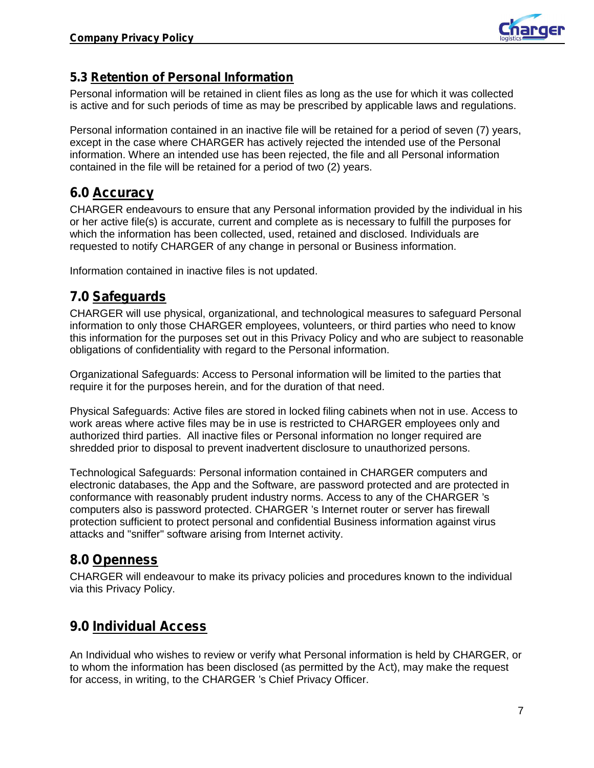## 5.3 Retention of Personal Information

Personal information will be retained in client files as long as the use for which it was collected is active and for such periods of time as may be prescribed by applicable laws and regulations.

Personal information contained in an inactive file will be retained for a period of seven (7) years, except in the case where CHARGER has actively rejected the intended use of the Personal information. Where an intended use has been rejected, the file and all Personal information contained in the file will be retained for a period of two (2) years.

## 6.0 Accuracy

CHARGER endeavours to ensure that any Personal information provided by the individual in his or her active file(s) is accurate, current and complete as is necessary to fulfill the purposes for which the information has been collected, used, retained and disclosed. Individuals are requested to notify CHARGER of any change in personal or Business information.

Information contained in inactive files is not updated.

## 7.0 Safeguards

CHARGER will use physical, organizational, and technological measures to safeguard Personal information to only those CHARGER employees, volunteers, or third parties who need to know this information for the purposes set out in this Privacy Policy and who are subject to reasonable obligations of confidentiality with regard to the Personal information.

Organizational Safeguards: Access to Personal information will be limited to the parties that require it for the purposes herein, and for the duration of that need.

Physical Safeguards: Active files are stored in locked filing cabinets when not in use. Access to work areas where active files may be in use is restricted to CHARGER employees only and authorized third parties. All inactive files or Personal information no longer required are shredded prior to disposal to prevent inadvertent disclosure to unauthorized persons.

Technological Safeguards: Personal information contained in CHARGER computers and electronic databases, the App and the Software, are password protected and are protected in conformance with reasonably prudent industry norms. Access to any of the CHARGER 's computers also is password protected. CHARGER 's Internet router or server has firewall protection sufficient to protect personal and confidential Business information against virus attacks and "sniffer" software arising from Internet activity.

## 8.0 Openness

CHARGER will endeavour to make its privacy policies and procedures known to the individual via this Privacy Policy.

## 9.0 Individual Access

An Individual who wishes to review or verify what Personal information is held by CHARGER, or to whom the information has been disclosed (as permitted by the Act), may make the request for access, in writing, to the CHARGER 's Chief Privacy Officer.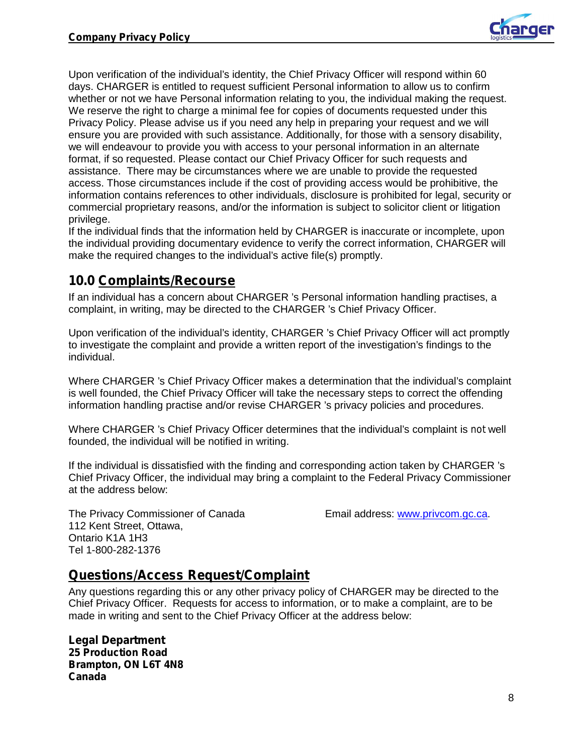Upon verification of the individual's identity, the Chief Privacy Officer will respond within 60 days. CHARGER is entitled to request sufficient Personal information to allow us to confirm whether or not we have Personal information relating to you, the individual making the request. We reserve the right to charge a minimal fee for copies of documents requested under this Privacy Policy. Please advise us if you need any help in preparing your request and we will ensure you are provided with such assistance. Additionally, for those with a sensory disability, we will endeavour to provide you with access to your personal information in an alternate format, if so requested. Please contact our Chief Privacy Officer for such requests and assistance. There may be circumstances where we are unable to provide the requested access. Those circumstances include if the cost of providing access would be prohibitive, the information contains references to other individuals, disclosure is prohibited for legal, security or commercial proprietary reasons, and/or the information is subject to solicitor client or litigation privilege.

If the individual finds that the information held by CHARGER is inaccurate or incomplete, upon the individual providing documentary evidence to verify the correct information, CHARGER will make the required changes to the individual's active file(s) promptly.

## 10.0 Complaints/Recourse

If an individual has a concern about CHARGER 's Personal information handling practises, a complaint, in writing, may be directed to the CHARGER 's Chief Privacy Officer.

Upon verification of the individual's identity, CHARGER 's Chief Privacy Officer will act promptly to investigate the complaint and provide a written report of the investigation's findings to the individual.

Where CHARGER 's Chief Privacy Officer makes a determination that the individual's complaint is well founded, the Chief Privacy Officer will take the necessary steps to correct the offending information handling practise and/or revise CHARGER 's privacy policies and procedures.

Where CHARGER 's Chief Privacy Officer determines that the individual's complaint is not well founded, the individual will be notified in writing.

If the individual is dissatisfied with the finding and corresponding action taken by CHARGER 's Chief Privacy Officer, the individual may bring a complaint to the Federal Privacy Commissioner at the address below:

The Privacy Commissioner of Canada
112 Kent Street, Ottawa,
Ontario K1A 1H3
Tel 1-800-282-1376

Email address: www.privcom.gc.ca.

## Questions/Access Request/Complaint

Any questions regarding this or any other privacy policy of CHARGER may be directed to the Chief Privacy Officer. Requests for access to information, or to make a complaint, are to be made in writing and sent to the Chief Privacy Officer at the address below:

**Legal Department**
**25 Production Road**
**Brampton, ON L6T 4N8**
**Canada**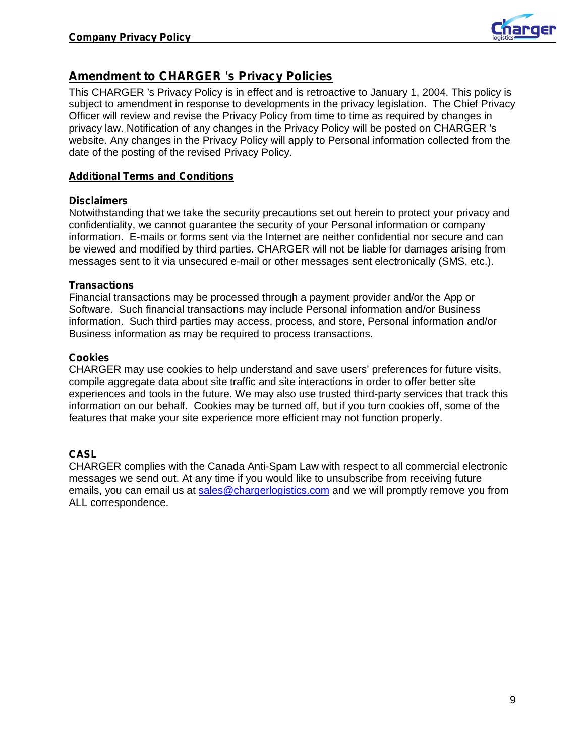## Amendment to CHARGER 's Privacy Policies

This CHARGER 's Privacy Policy is in effect and is retroactive to January 1, 2004. This policy is subject to amendment in response to developments in the privacy legislation. The Chief Privacy Officer will review and revise the Privacy Policy from time to time as required by changes in privacy law. Notification of any changes in the Privacy Policy will be posted on CHARGER 's website. Any changes in the Privacy Policy will apply to Personal information collected from the date of the posting of the revised Privacy Policy.

### Additional Terms and Conditions

**Disclaimers**

Notwithstanding that we take the security precautions set out herein to protect your privacy and confidentiality, we cannot guarantee the security of your Personal information or company information. E-mails or forms sent via the Internet are neither confidential nor secure and can be viewed and modified by third parties. CHARGER will not be liable for damages arising from messages sent to it via unsecured e-mail or other messages sent electronically (SMS, etc.).

**Transactions**

Financial transactions may be processed through a payment provider and/or the App or Software. Such financial transactions may include Personal information and/or Business information. Such third parties may access, process, and store, Personal information and/or Business information as may be required to process transactions.

**Cookies**

CHARGER may use cookies to help understand and save users' preferences for future visits, compile aggregate data about site traffic and site interactions in order to offer better site experiences and tools in the future. We may also use trusted third-party services that track this information on our behalf. Cookies may be turned off, but if you turn cookies off, some of the features that make your site experience more efficient may not function properly.

**CASL**

CHARGER complies with the Canada Anti-Spam Law with respect to all commercial electronic messages we send out. At any time if you would like to unsubscribe from receiving future emails, you can email us at sales@chargerlogistics.com and we will promptly remove you from ALL correspondence.